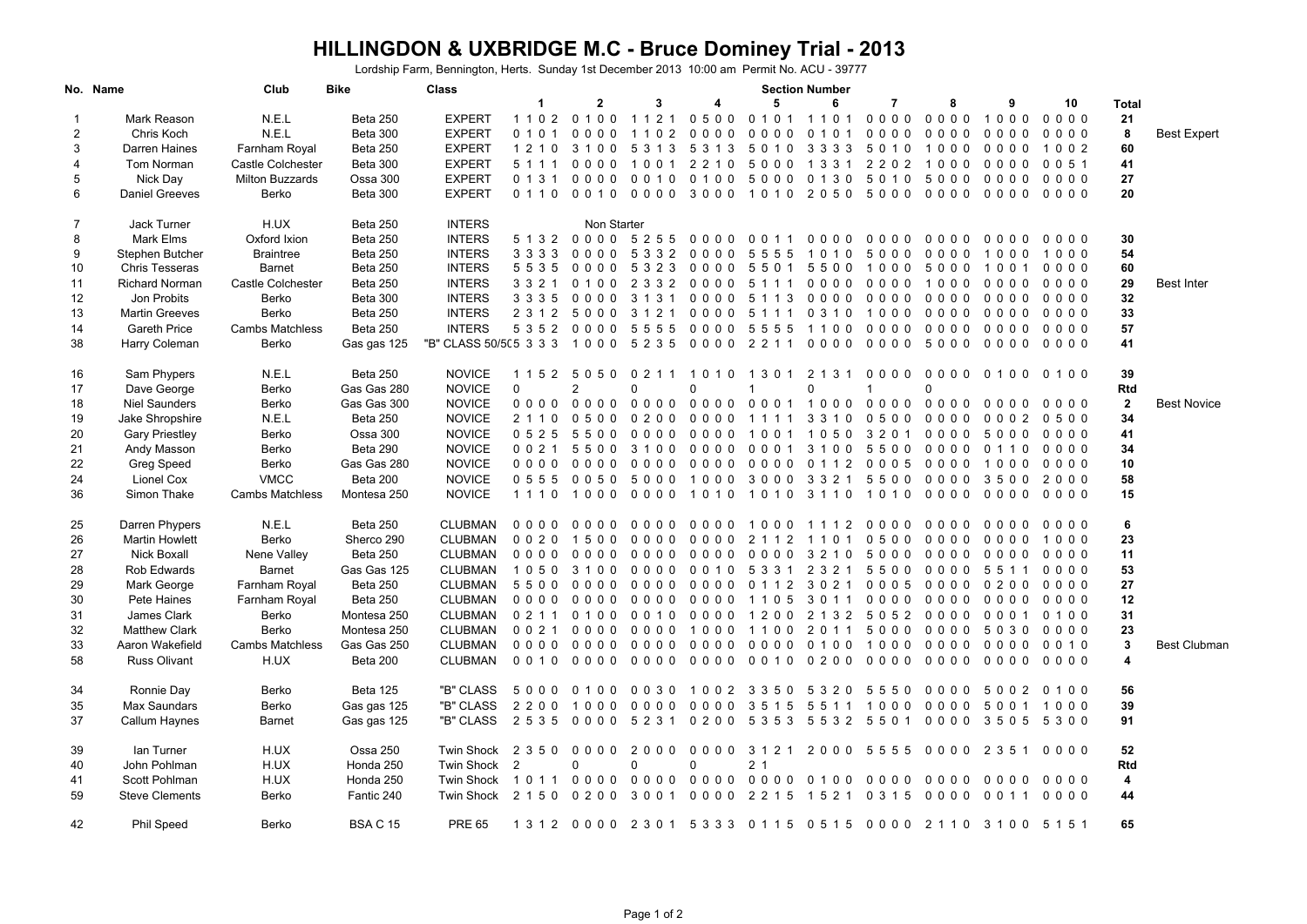# HILLINGDON & UXBRIDGE M.C - Bruce Dominey Trial - 2013

Lordship Farm, Bennington, Herts. Sunday 1st December 2013 10:00 am Permit No. ACU - 39777

| No. | Name | Club | Bike | Class | 1 | 2 | 3 | 4 | 5 | 6 | 7 | 8 | 9 | 10 | Total | |
|---|---|---|---|---|---|---|---|---|---|---|---|---|---|---|---|---|
| 1 | Mark Reason | N.E.L | Beta 250 | EXPERT | 1 1 0 2 | 0 1 0 0 | 1 1 2 1 | 0 5 0 0 | 0 1 0 1 | 1 1 0 1 | 0 0 0 0 | 0 0 0 0 | 1 0 0 0 | 0 0 0 0 | **21** | |
| 2 | Chris Koch | N.E.L | Beta 300 | EXPERT | 0 1 0 1 | 0 0 0 0 | 1 1 0 2 | 0 0 0 0 | 0 0 0 0 | 0 1 0 1 | 0 0 0 0 | 0 0 0 0 | 0 0 0 0 | 0 0 0 0 | **8** | Best Expert |
| 3 | Darren Haines | Farnham Royal | Beta 250 | EXPERT | 1 2 1 0 | 3 1 0 0 | 5 3 1 3 | 5 3 1 3 | 5 0 1 0 | 3 3 3 3 | 5 0 1 0 | 1 0 0 0 | 0 0 0 0 | 1 0 0 2 | **60** | |
| 4 | Tom Norman | Castle Colchester | Beta 300 | EXPERT | 5 1 1 1 | 0 0 0 0 | 1 0 0 1 | 2 2 1 0 | 5 0 0 0 | 1 3 3 1 | 2 2 0 2 | 1 0 0 0 | 0 0 0 0 | 0 0 5 1 | **41** | |
| 5 | Nick Day | Milton Buzzards | Ossa 300 | EXPERT | 0 1 3 1 | 0 0 0 0 | 0 0 1 0 | 0 1 0 0 | 5 0 0 0 | 0 1 3 0 | 5 0 1 0 | 5 0 0 0 | 0 0 0 0 | 0 0 0 0 | **27** | |
| 6 | Daniel Greeves | Berko | Beta 300 | EXPERT | 0 1 1 0 | 0 0 1 0 | 0 0 0 0 | 3 0 0 0 | 1 0 1 0 | 2 0 5 0 | 5 0 0 0 | 0 0 0 0 | 0 0 0 0 | 0 0 0 0 | **20** | |
| | | | | | | | | | | | | | | | | |
| 7 | Jack Turner | H.UX | Beta 250 | INTERS | | Non Starter | | | | | | | | | | |
| 8 | Mark Elms | Oxford Ixion | Beta 250 | INTERS | 5 1 3 2 | 0 0 0 0 | 5 2 5 5 | 0 0 0 0 | 0 0 1 1 | 0 0 0 0 | 0 0 0 0 | 0 0 0 0 | 0 0 0 0 | 0 0 0 0 | **30** | |
| 9 | Stephen Butcher | Braintree | Beta 250 | INTERS | 3 3 3 3 | 0 0 0 0 | 5 3 3 2 | 0 0 0 0 | 5 5 5 5 | 1 0 1 0 | 5 0 0 0 | 0 0 0 0 | 1 0 0 0 | 1 0 0 0 | **54** | |
| 10 | Chris Tesseras | Barnet | Beta 250 | INTERS | 5 5 3 5 | 0 0 0 0 | 5 3 2 3 | 0 0 0 0 | 5 5 0 1 | 5 5 0 0 | 1 0 0 0 | 5 0 0 0 | 1 0 0 1 | 0 0 0 0 | **60** | |
| 11 | Richard Norman | Castle Colchester | Beta 250 | INTERS | 3 3 2 1 | 0 1 0 0 | 2 3 3 2 | 0 0 0 0 | 5 1 1 1 | 0 0 0 0 | 0 0 0 0 | 1 0 0 0 | 0 0 0 0 | 0 0 0 0 | **29** | Best Inter |
| 12 | Jon Probits | Berko | Beta 300 | INTERS | 3 3 3 5 | 0 0 0 0 | 3 1 3 1 | 0 0 0 0 | 5 1 1 3 | 0 0 0 0 | 0 0 0 0 | 0 0 0 0 | 0 0 0 0 | 0 0 0 0 | **32** | |
| 13 | Martin Greeves | Berko | Beta 250 | INTERS | 2 3 1 2 | 5 0 0 0 | 3 1 2 1 | 0 0 0 0 | 5 1 1 1 | 0 3 1 0 | 1 0 0 0 | 0 0 0 0 | 0 0 0 0 | 0 0 0 0 | **33** | |
| 14 | Gareth Price | Cambs Matchless | Beta 250 | INTERS | 5 3 5 2 | 0 0 0 0 | 5 5 5 5 | 0 0 0 0 | 5 5 5 5 | 1 1 0 0 | 0 0 0 0 | 0 0 0 0 | 0 0 0 0 | 0 0 0 0 | **57** | |
| 38 | Harry Coleman | Berko | Gas gas 125 | "B" CLASS 50/50 | 5 3 3 3 | 1 0 0 0 | 5 2 3 5 | 0 0 0 0 | 2 2 1 1 | 0 0 0 0 | 0 0 0 0 | 5 0 0 0 | 0 0 0 0 | 0 0 0 0 | **41** | |
| | | | | | | | | | | | | | | | | |
| 16 | Sam Phypers | N.E.L | Beta 250 | NOVICE | 1 1 5 2 | 5 0 5 0 | 0 2 1 1 | 1 0 1 0 | 1 3 0 1 | 2 1 3 1 | 0 0 0 0 | 0 0 0 0 | 0 1 0 0 | 0 1 0 0 | **39** | |
| 17 | Dave George | Berko | Gas Gas 280 | NOVICE | 0 | 2 | 0 | 0 | 1 | 0 | 1 | 0 | | | **Rtd** | |
| 18 | Niel Saunders | Berko | Gas Gas 300 | NOVICE | 0 0 0 0 | 0 0 0 0 | 0 0 0 0 | 0 0 0 0 | 0 0 0 1 | 1 0 0 0 | 0 0 0 0 | 0 0 0 0 | 0 0 0 0 | 0 0 0 0 | **2** | Best Novice |
| 19 | Jake Shropshire | N.E.L | Beta 250 | NOVICE | 2 1 1 0 | 0 5 0 0 | 0 2 0 0 | 0 0 0 0 | 1 1 1 1 | 3 3 1 0 | 0 5 0 0 | 0 0 0 0 | 0 0 0 2 | 0 5 0 0 | **34** | |
| 20 | Gary Priestley | Berko | Ossa 300 | NOVICE | 0 5 2 5 | 5 5 0 0 | 0 0 0 0 | 0 0 0 0 | 1 0 0 1 | 1 0 5 0 | 3 2 0 1 | 0 0 0 0 | 5 0 0 0 | 0 0 0 0 | **41** | |
| 21 | Andy Masson | Berko | Beta 290 | NOVICE | 0 0 2 1 | 5 5 0 0 | 3 1 0 0 | 0 0 0 0 | 0 0 0 1 | 3 1 0 0 | 5 5 0 0 | 0 0 0 0 | 0 1 1 0 | 0 0 0 0 | **34** | |
| 22 | Greg Speed | Berko | Gas Gas 280 | NOVICE | 0 0 0 0 | 0 0 0 0 | 0 0 0 0 | 0 0 0 0 | 0 0 0 0 | 0 1 1 2 | 0 0 0 5 | 0 0 0 0 | 1 0 0 0 | 0 0 0 0 | **10** | |
| 24 | Lionel Cox | VMCC | Beta 200 | NOVICE | 0 5 5 5 | 0 0 5 0 | 5 0 0 0 | 1 0 0 0 | 3 0 0 0 | 3 3 2 1 | 5 5 0 0 | 0 0 0 0 | 3 5 0 0 | 2 0 0 0 | **58** | |
| 36 | Simon Thake | Cambs Matchless | Montesa 250 | NOVICE | 1 1 1 0 | 1 0 0 0 | 0 0 0 0 | 1 0 1 0 | 1 0 1 0 | 3 1 1 0 | 1 0 1 0 | 0 0 0 0 | 0 0 0 0 | 0 0 0 0 | **15** | |
| | | | | | | | | | | | | | | | | |
| 25 | Darren Phypers | N.E.L | Beta 250 | CLUBMAN | 0 0 0 0 | 0 0 0 0 | 0 0 0 0 | 0 0 0 0 | 1 0 0 0 | 1 1 1 2 | 0 0 0 0 | 0 0 0 0 | 0 0 0 0 | 0 0 0 0 | **6** | |
| 26 | Martin Howlett | Berko | Sherco 290 | CLUBMAN | 0 0 2 0 | 1 5 0 0 | 0 0 0 0 | 0 0 0 0 | 2 1 1 2 | 1 1 0 1 | 0 5 0 0 | 0 0 0 0 | 0 0 0 0 | 1 0 0 0 | **23** | |
| 27 | Nick Boxall | Nene Valley | Beta 250 | CLUBMAN | 0 0 0 0 | 0 0 0 0 | 0 0 0 0 | 0 0 0 0 | 0 0 0 0 | 3 2 1 0 | 5 0 0 0 | 0 0 0 0 | 0 0 0 0 | 0 0 0 0 | **11** | |
| 28 | Rob Edwards | Barnet | Gas Gas 125 | CLUBMAN | 1 0 5 0 | 3 1 0 0 | 0 0 0 0 | 0 0 1 0 | 5 3 3 1 | 2 3 2 1 | 5 5 0 0 | 0 0 0 0 | 5 5 1 1 | 0 0 0 0 | **53** | |
| 29 | Mark George | Farnham Royal | Beta 250 | CLUBMAN | 5 5 0 0 | 0 0 0 0 | 0 0 0 0 | 0 0 0 0 | 0 1 1 2 | 3 0 2 1 | 0 0 0 5 | 0 0 0 0 | 0 2 0 0 | 0 0 0 0 | **27** | |
| 30 | Pete Haines | Farnham Royal | Beta 250 | CLUBMAN | 0 0 0 0 | 0 0 0 0 | 0 0 0 0 | 0 0 0 0 | 1 1 0 5 | 3 0 1 1 | 0 0 0 0 | 0 0 0 0 | 0 0 0 0 | 0 0 0 0 | **12** | |
| 31 | James Clark | Berko | Montesa 250 | CLUBMAN | 0 2 1 1 | 0 1 0 0 | 0 0 1 0 | 0 0 0 0 | 1 2 0 0 | 2 1 3 2 | 5 0 5 2 | 0 0 0 0 | 0 0 0 1 | 0 1 0 0 | **31** | |
| 32 | Matthew Clark | Berko | Montesa 250 | CLUBMAN | 0 0 2 1 | 0 0 0 0 | 0 0 0 0 | 1 0 0 0 | 1 1 0 0 | 2 0 1 1 | 5 0 0 0 | 0 0 0 0 | 5 0 3 0 | 0 0 0 0 | **23** | |
| 33 | Aaron Wakefield | Cambs Matchless | Gas Gas 250 | CLUBMAN | 0 0 0 0 | 0 0 0 0 | 0 0 0 0 | 0 0 0 0 | 0 0 0 0 | 0 1 0 0 | 1 0 0 0 | 0 0 0 0 | 0 0 0 0 | 0 0 1 0 | **3** | Best Clubman |
| 58 | Russ Olivant | H.UX | Beta 200 | CLUBMAN | 0 0 1 0 | 0 0 0 0 | 0 0 0 0 | 0 0 0 0 | 0 0 1 0 | 0 2 0 0 | 0 0 0 0 | 0 0 0 0 | 0 0 0 0 | 0 0 0 0 | **4** | |
| | | | | | | | | | | | | | | | | |
| 34 | Ronnie Day | Berko | Beta 125 | "B" CLASS | 5 0 0 0 | 0 1 0 0 | 0 0 3 0 | 1 0 0 2 | 3 3 5 0 | 5 3 2 0 | 5 5 5 0 | 0 0 0 0 | 5 0 0 2 | 0 1 0 0 | **56** | |
| 35 | Max Saundars | Berko | Gas gas 125 | "B" CLASS | 2 2 0 0 | 1 0 0 0 | 0 0 0 0 | 0 0 0 0 | 3 5 1 5 | 5 5 1 1 | 1 0 0 0 | 0 0 0 0 | 5 0 0 1 | 1 0 0 0 | **39** | |
| 37 | Callum Haynes | Barnet | Gas gas 125 | "B" CLASS | 2 5 3 5 | 0 0 0 0 | 5 2 3 1 | 0 2 0 0 | 5 3 5 3 | 5 5 3 2 | 5 5 0 1 | 0 0 0 0 | 3 5 0 5 | 5 3 0 0 | **91** | |
| | | | | | | | | | | | | | | | | |
| 39 | Ian Turner | H.UX | Ossa 250 | Twin Shock | 2 3 5 0 | 0 0 0 0 | 2 0 0 0 | 0 0 0 0 | 3 1 2 1 | 2 0 0 0 | 5 5 5 5 | 0 0 0 0 | 2 3 5 1 | 0 0 0 0 | **52** | |
| 40 | John Pohlman | H.UX | Honda 250 | Twin Shock | 2 | 0 | 0 | 0 | 2 1 | | | | | | **Rtd** | |
| 41 | Scott Pohlman | H.UX | Honda 250 | Twin Shock | 1 0 1 1 | 0 0 0 0 | 0 0 0 0 | 0 0 0 0 | 0 0 0 0 | 0 1 0 0 | 0 0 0 0 | 0 0 0 0 | 0 0 0 0 | 0 0 0 0 | **4** | |
| 59 | Steve Clements | Berko | Fantic 240 | Twin Shock | 2 1 5 0 | 0 2 0 0 | 3 0 0 1 | 0 0 0 0 | 2 2 1 5 | 1 5 2 1 | 0 3 1 5 | 0 0 0 0 | 0 0 1 1 | 0 0 0 0 | **44** | |
| | | | | | | | | | | | | | | | | |
| 42 | Phil Speed | Berko | BSA C 15 | PRE 65 | 1 3 1 2 | 0 0 0 0 | 2 3 0 1 | 5 3 3 3 | 0 1 1 5 | 0 5 1 5 | 0 0 0 0 | 2 1 1 0 | 3 1 0 0 | 5 1 5 1 | **65** | |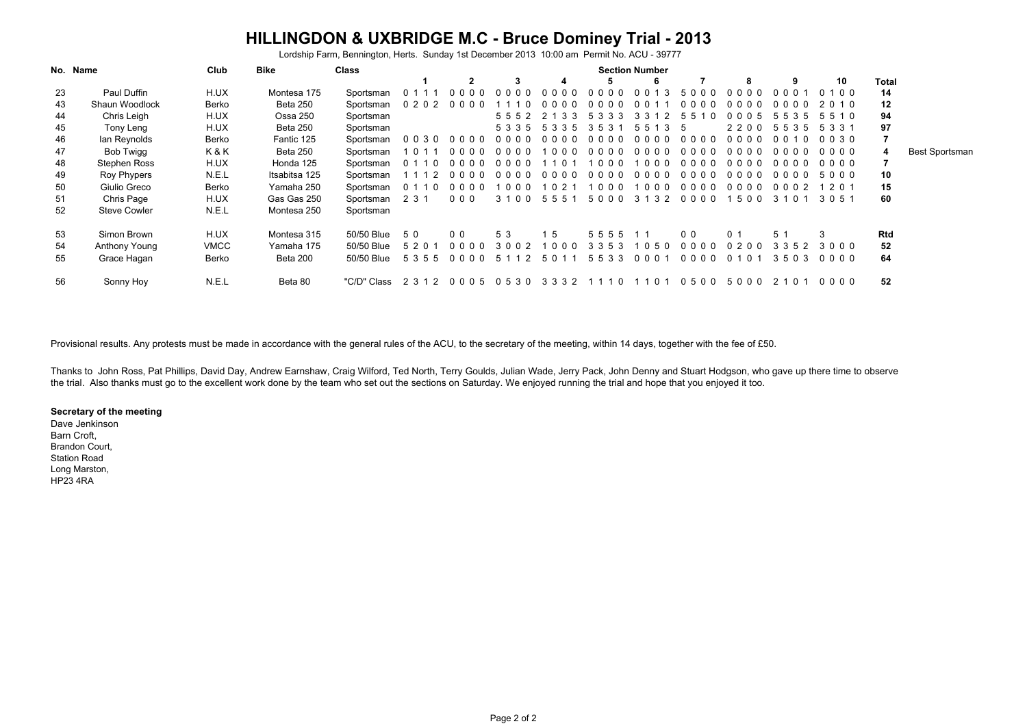# HILLINGDON & UXBRIDGE M.C - Bruce Dominey Trial - 2013

Lordship Farm, Bennington, Herts. Sunday 1st December 2013 10:00 am Permit No. ACU - 39777

| No. | Name | Club | Bike | Class | 1 | 2 | 3 | 4 | 5 | 6 | 7 | 8 | 9 | 10 | Total | |
|---|---|---|---|---|---|---|---|---|---|---|---|---|---|---|---|---|
| | | | | | Section Number | | | | | | | | | | | |
| 23 | Paul Duffin | H.UX | Montesa 175 | Sportsman | 0 1 1 1 | 0 0 0 0 | 0 0 0 0 | 0 0 0 0 | 0 0 0 0 | 0 0 1 3 | 5 0 0 0 | 0 0 0 0 | 0 0 0 1 | 0 1 0 0 | 14 | |
| 43 | Shaun Woodlock | Berko | Beta 250 | Sportsman | 0 2 0 2 | 0 0 0 0 | 1 1 1 0 | 0 0 0 0 | 0 0 0 0 | 0 0 1 1 | 0 0 0 0 | 0 0 0 0 | 0 0 0 0 | 2 0 1 0 | 12 | |
| 44 | Chris Leigh | H.UX | Ossa 250 | Sportsman | | | 5 5 5 2 | 2 1 3 3 | 5 3 3 3 | 3 3 1 2 | 5 5 1 0 | 0 0 0 5 | 5 5 3 5 | 5 5 1 0 | 94 | |
| 45 | Tony Leng | H.UX | Beta 250 | Sportsman | | | 5 3 3 5 | 5 3 3 5 | 3 5 3 1 | 5 5 1 3 | 5 | 2 2 0 0 | 5 5 3 5 | 5 3 3 1 | 97 | |
| 46 | Ian Reynolds | Berko | Fantic 125 | Sportsman | 0 0 3 0 | 0 0 0 0 | 0 0 0 0 | 0 0 0 0 | 0 0 0 0 | 0 0 0 0 | 0 0 0 0 | 0 0 0 0 | 0 0 1 0 | 0 0 3 0 | 7 | |
| 47 | Bob Twigg | K & K | Beta 250 | Sportsman | 1 0 1 1 | 0 0 0 0 | 0 0 0 0 | 1 0 0 0 | 0 0 0 0 | 0 0 0 0 | 0 0 0 0 | 0 0 0 0 | 0 0 0 0 | 0 0 0 0 | 4 | Best Sportsman |
| 48 | Stephen Ross | H.UX | Honda 125 | Sportsman | 0 1 1 0 | 0 0 0 0 | 0 0 0 0 | 1 1 0 1 | 1 0 0 0 | 1 0 0 0 | 0 0 0 0 | 0 0 0 0 | 0 0 0 0 | 0 0 0 0 | 7 | |
| 49 | Roy Phypers | N.E.L | Itsabitsa 125 | Sportsman | 1 1 1 2 | 0 0 0 0 | 0 0 0 0 | 0 0 0 0 | 0 0 0 0 | 0 0 0 0 | 0 0 0 0 | 0 0 0 0 | 0 0 0 0 | 5 0 0 0 | 10 | |
| 50 | Giulio Greco | Berko | Yamaha 250 | Sportsman | 0 1 1 0 | 0 0 0 0 | 1 0 0 0 | 1 0 2 1 | 1 0 0 0 | 1 0 0 0 | 0 0 0 0 | 0 0 0 0 | 0 0 0 2 | 1 2 0 1 | 15 | |
| 51 | Chris Page | H.UX | Gas Gas 250 | Sportsman | 2 3 1 | 0 0 0 | 3 1 0 0 | 5 5 5 1 | 5 0 0 0 | 3 1 3 2 | 0 0 0 0 | 1 5 0 0 | 3 1 0 1 | 3 0 5 1 | 60 | |
| 52 | Steve Cowler | N.E.L | Montesa 250 | Sportsman | | | | | | | | | | | | |
| 53 | Simon Brown | H.UX | Montesa 315 | 50/50 Blue | 5 0 | 0 0 | 5 3 | 1 5 | 5 5 5 5 | 1 1 | 0 0 | 0 1 | 5 1 | 3 | Rtd | |
| 54 | Anthony Young | VMCC | Yamaha 175 | 50/50 Blue | 5 2 0 1 | 0 0 0 0 | 3 0 0 2 | 1 0 0 0 | 3 3 5 3 | 1 0 5 0 | 0 0 0 0 | 0 2 0 0 | 3 3 5 2 | 3 0 0 0 | 52 | |
| 55 | Grace Hagan | Berko | Beta 200 | 50/50 Blue | 5 3 5 5 | 0 0 0 0 | 5 1 1 2 | 5 0 1 1 | 5 5 3 3 | 0 0 0 1 | 0 0 0 0 | 0 1 0 1 | 3 5 0 3 | 0 0 0 0 | 64 | |
| 56 | Sonny Hoy | N.E.L | Beta 80 | "C/D" Class | 2 3 1 2 | 0 0 0 5 | 0 5 3 0 | 3 3 3 2 | 1 1 1 0 | 1 1 0 1 | 0 5 0 0 | 5 0 0 0 | 2 1 0 1 | 0 0 0 0 | 52 | |

Provisional results. Any protests must be made in accordance with the general rules of the ACU, to the secretary of the meeting, within 14 days, together with the fee of £50.

Thanks to John Ross, Pat Phillips, David Day, Andrew Earnshaw, Craig Wilford, Ted North, Terry Goulds, Julian Wade, Jerry Pack, John Denny and Stuart Hodgson, who gave up there time to observe the trial. Also thanks must go to the excellent work done by the team who set out the sections on Saturday. We enjoyed running the trial and hope that you enjoyed it too.

**Secretary of the meeting**

Dave Jenkinson
Barn Croft,
Brandon Court,
Station Road
Long Marston,
HP23 4RA